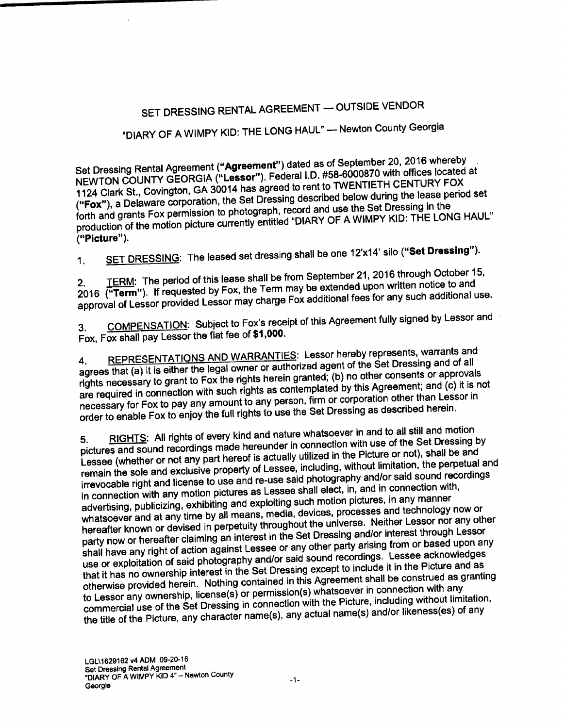# SET DRESSING RENTAL AGREEMENT — OUTSIDE VENDOR

## "DIARY OF A WIMPY KID: THE LONG HAUL" — Newton County Georgia

Set Dressing Rental Agreement (**"Agreement"**) dated as of September 20, 2016 whereby NEWTON COUNTY GEORGIA (**"Lessor"**), Federal I.D. #58-6000870 with offices located at 1124 Clark St., Covington, GA 30014 has agreed to rent to TWENTIETH CENTURY FOX (**"Fox"**), a Delaware corporation, the Set Dressing described below during the lease period set forth and grants Fox permission to photograph, record and use the Set Dressing in the production of the motion picture currently entitled "DIARY OF A WIMPY KID: THE LONG HAUL" (**"Picture"**).

1. <u>SET DRESSING</u>: The leased set dressing shall be one 12'x14' silo (**"Set Dressing"**).

2. <u>TERM</u>: The period of this lease shall be from September 21, 2016 through October 15, 2016 (**"Term"**). If requested by Fox, the Term may be extended upon written notice to and approval of Lessor provided Lessor may charge Fox additional fees for any such additional use.

3. <u>COMPENSATION</u>: Subject to Fox's receipt of this Agreement fully signed by Lessor and Fox, Fox shall pay Lessor the flat fee of **$1,000**.

4. <u>REPRESENTATIONS AND WARRANTIES</u>: Lessor hereby represents, warrants and agrees that (a) it is either the legal owner or authorized agent of the Set Dressing and of all rights necessary to grant to Fox the rights herein granted; (b) no other consents or approvals are required in connection with such rights as contemplated by this Agreement; and (c) it is not necessary for Fox to pay any amount to any person, firm or corporation other than Lessor in order to enable Fox to enjoy the full rights to use the Set Dressing as described herein.

5. <u>RIGHTS</u>: All rights of every kind and nature whatsoever in and to all still and motion pictures and sound recordings made hereunder in connection with use of the Set Dressing by Lessee (whether or not any part hereof is actually utilized in the Picture or not), shall be and remain the sole and exclusive property of Lessee, including, without limitation, the perpetual and irrevocable right and license to use and re-use said photography and/or said sound recordings in connection with any motion pictures as Lessee shall elect, in, and in connection with, advertising, publicizing, exhibiting and exploiting such motion pictures, in any manner whatsoever and at any time by all means, media, devices, processes and technology now or hereafter known or devised in perpetuity throughout the universe. Neither Lessor nor any other party now or hereafter claiming an interest in the Set Dressing and/or interest through Lessor shall have any right of action against Lessee or any other party arising from or based upon any use or exploitation of said photography and/or said sound recordings. Lessee acknowledges that it has no ownership interest in the Set Dressing except to include it in the Picture and as otherwise provided herein. Nothing contained in this Agreement shall be construed as granting to Lessor any ownership, license(s) or permission(s) whatsoever in connection with any commercial use of the Set Dressing in connection with the Picture, including without limitation, the title of the Picture, any character name(s), any actual name(s) and/or likeness(es) of any

LGL\1629162 v4 ADM 09-20-16
Set Dressing Rental Agreement
"DIARY OF A WIMPY KID 4" – Newton County Georgia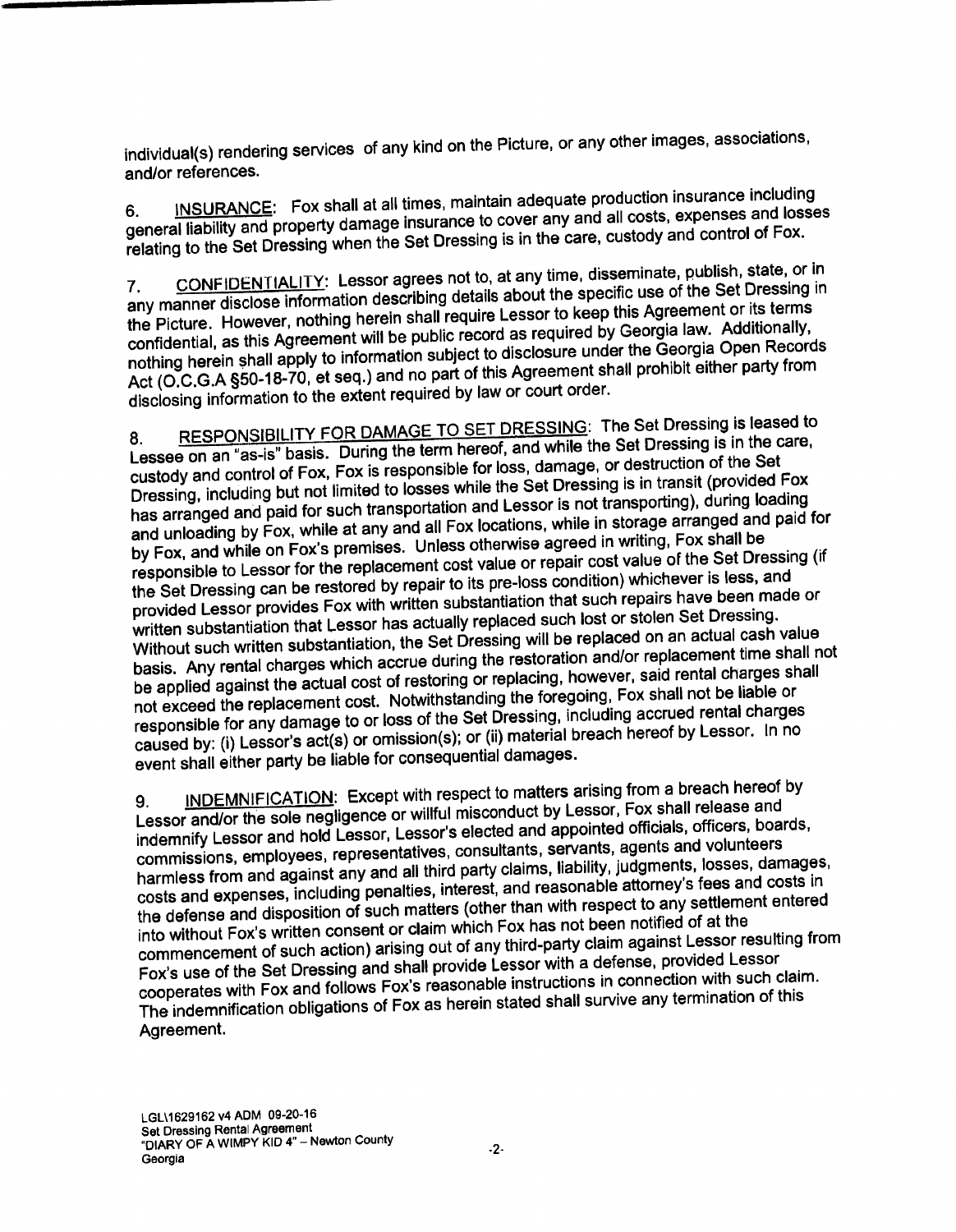individual(s) rendering services of any kind on the Picture, or any other images, associations, and/or references.

6. INSURANCE: Fox shall at all times, maintain adequate production insurance including general liability and property damage insurance to cover any and all costs, expenses and losses relating to the Set Dressing when the Set Dressing is in the care, custody and control of Fox.

7. CONFIDENTIALITY: Lessor agrees not to, at any time, disseminate, publish, state, or in any manner disclose information describing details about the specific use of the Set Dressing in the Picture. However, nothing herein shall require Lessor to keep this Agreement or its terms confidential, as this Agreement will be public record as required by Georgia law. Additionally, nothing herein shall apply to information subject to disclosure under the Georgia Open Records Act (O.C.G.A §50-18-70, et seq.) and no part of this Agreement shall prohibit either party from disclosing information to the extent required by law or court order.

8. RESPONSIBILITY FOR DAMAGE TO SET DRESSING: The Set Dressing is leased to Lessee on an "as-is" basis. During the term hereof, and while the Set Dressing is in the care, custody and control of Fox, Fox is responsible for loss, damage, or destruction of the Set Dressing, including but not limited to losses while the Set Dressing is in transit (provided Fox has arranged and paid for such transportation and Lessor is not transporting), during loading and unloading by Fox, while at any and all Fox locations, while in storage arranged and paid for by Fox, and while on Fox's premises. Unless otherwise agreed in writing, Fox shall be responsible to Lessor for the replacement cost value or repair cost value of the Set Dressing (if the Set Dressing can be restored by repair to its pre-loss condition) whichever is less, and provided Lessor provides Fox with written substantiation that such repairs have been made or written substantiation that Lessor has actually replaced such lost or stolen Set Dressing. Without such written substantiation, the Set Dressing will be replaced on an actual cash value basis. Any rental charges which accrue during the restoration and/or replacement time shall not be applied against the actual cost of restoring or replacing, however, said rental charges shall not exceed the replacement cost. Notwithstanding the foregoing, Fox shall not be liable or responsible for any damage to or loss of the Set Dressing, including accrued rental charges caused by: (i) Lessor's act(s) or omission(s); or (ii) material breach hereof by Lessor. In no event shall either party be liable for consequential damages.

9. INDEMNIFICATION: Except with respect to matters arising from a breach hereof by Lessor and/or the sole negligence or willful misconduct by Lessor, Fox shall release and indemnify Lessor and hold Lessor, Lessor's elected and appointed officials, officers, boards, commissions, employees, representatives, consultants, servants, agents and volunteers harmless from and against any and all third party claims, liability, judgments, losses, damages, costs and expenses, including penalties, interest, and reasonable attorney's fees and costs in the defense and disposition of such matters (other than with respect to any settlement entered into without Fox's written consent or claim which Fox has not been notified of at the commencement of such action) arising out of any third-party claim against Lessor resulting from Fox's use of the Set Dressing and shall provide Lessor with a defense, provided Lessor cooperates with Fox and follows Fox's reasonable instructions in connection with such claim. The indemnification obligations of Fox as herein stated shall survive any termination of this Agreement.

LGL\1629162 v4 ADM 09-20-16
Set Dressing Rental Agreement
"DIARY OF A WIMPY KID 4" – Newton County
Georgia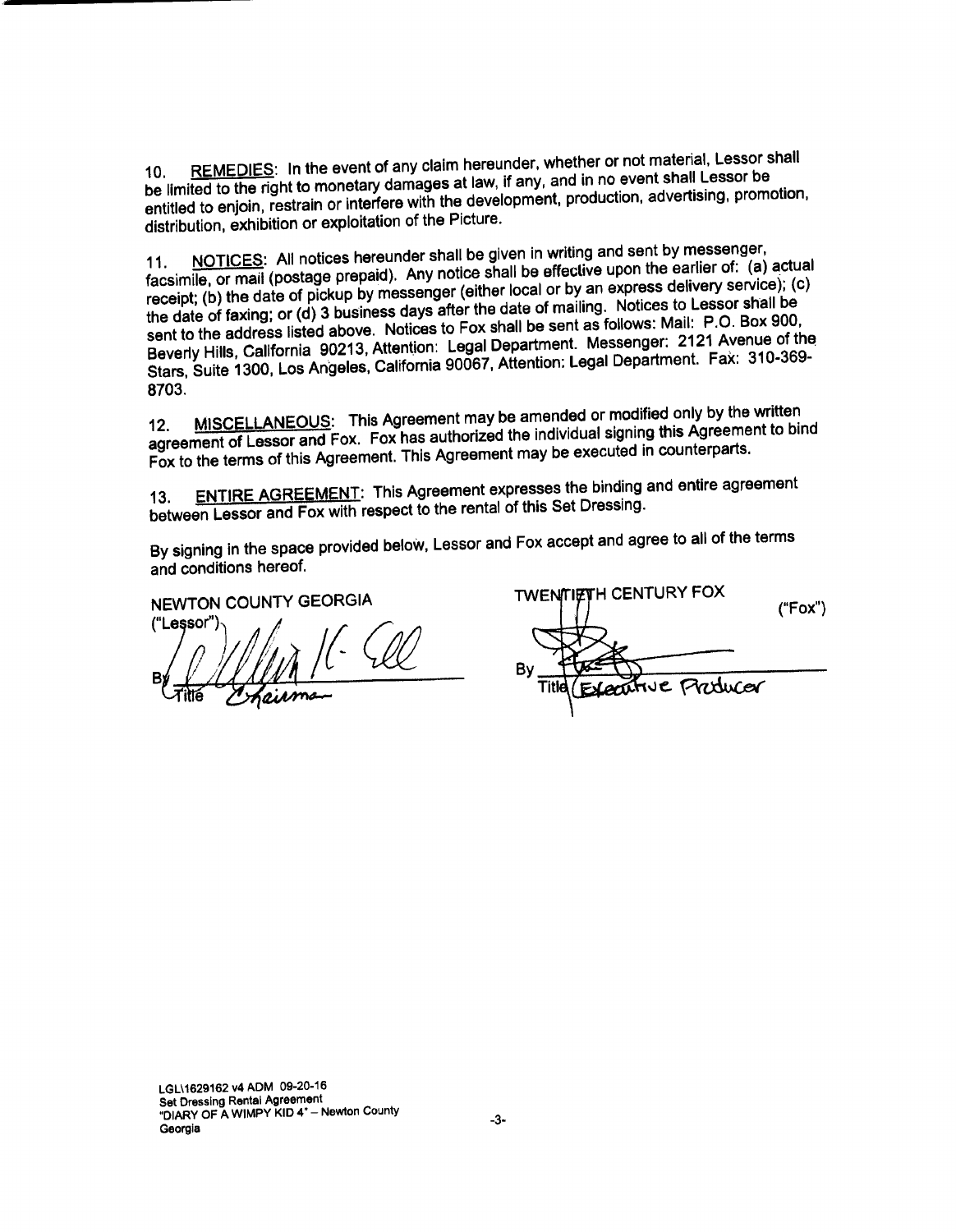10. REMEDIES: In the event of any claim hereunder, whether or not material, Lessor shall be limited to the right to monetary damages at law, if any, and in no event shall Lessor be entitled to enjoin, restrain or interfere with the development, production, advertising, promotion, distribution, exhibition or exploitation of the Picture.

11. NOTICES: All notices hereunder shall be given in writing and sent by messenger, facsimile, or mail (postage prepaid). Any notice shall be effective upon the earlier of: (a) actual receipt; (b) the date of pickup by messenger (either local or by an express delivery service); (c) the date of faxing; or (d) 3 business days after the date of mailing. Notices to Lessor shall be sent to the address listed above. Notices to Fox shall be sent as follows: Mail: P.O. Box 900, Beverly Hills, California 90213, Attention: Legal Department. Messenger: 2121 Avenue of the Stars, Suite 1300, Los Angeles, California 90067, Attention: Legal Department. Fax: 310-369-8703.

12. MISCELLANEOUS: This Agreement may be amended or modified only by the written agreement of Lessor and Fox. Fox has authorized the individual signing this Agreement to bind Fox to the terms of this Agreement. This Agreement may be executed in counterparts.

13. ENTIRE AGREEMENT: This Agreement expresses the binding and entire agreement between Lessor and Fox with respect to the rental of this Set Dressing.

By signing in the space provided below, Lessor and Fox accept and agree to all of the terms and conditions hereof.

| NEWTON COUNTY GEORGIA ("Lessor") | TWENTIETH CENTURY FOX ("Fox") |
| --- | --- |
| By *[signature]* | By *[signature]* |
| Title Chairman | Title Executive Producer |

LGL\1629162 v4 ADM 09-20-16
Set Dressing Rental Agreement
"DIARY OF A WIMPY KID 4" – Newton County Georgia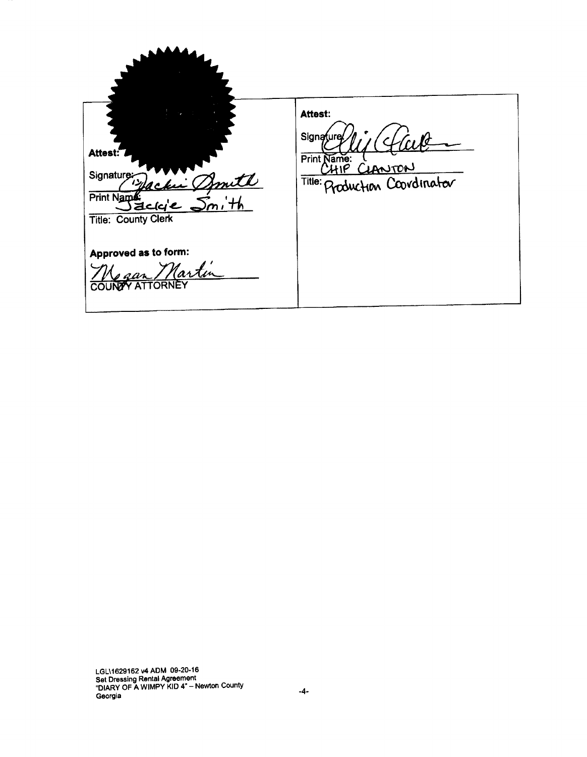| | |
|---|---|
| **Attest:**<br><br>Signature: Jacki Smith<br><br>Print Name: Jackie Smith<br><br>Title: County Clerk<br><br>**Approved as to form:**<br><br>Megan Martin<br>COUNTY ATTORNEY | **Attest:**<br><br>Signature: Chip Clanton<br><br>Print Name: CHIP CLANTON<br><br>Title: Production Coordinator |

LGL\1629162 v4 ADM 09-20-16
Set Dressing Rental Agreement
"DIARY OF A WIMPY KID 4" – Newton County
Georgia